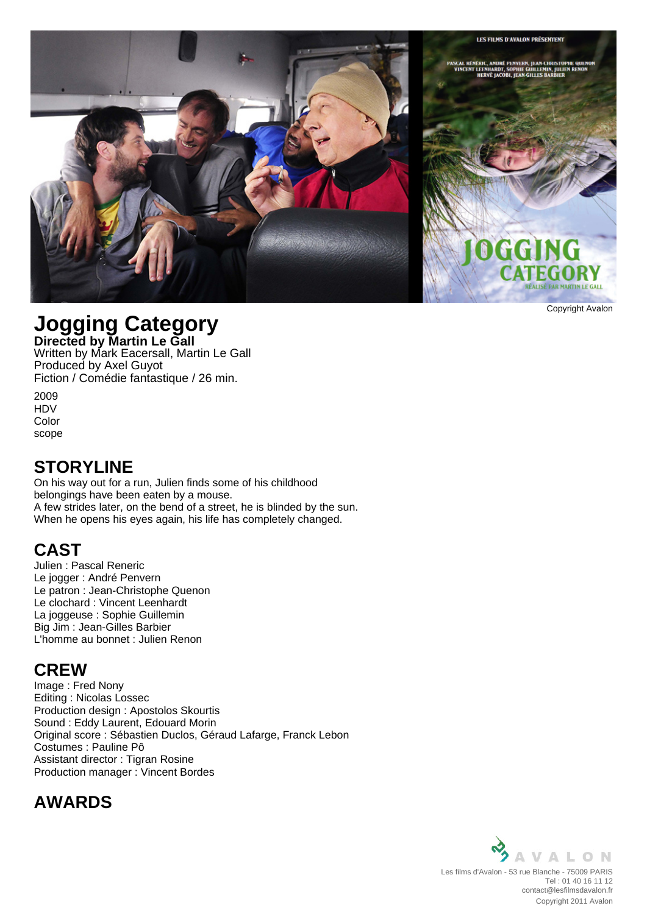Copyright Avalon

# Jogging Category

**Directed by Martin Le Gall**
Written by Mark Eacersall, Martin Le Gall
Produced by Axel Guyot
Fiction / Comédie fantastique / 26 min.

2009
HDV
Color
scope

## STORYLINE

On his way out for a run, Julien finds some of his childhood belongings have been eaten by a mouse.
A few strides later, on the bend of a street, he is blinded by the sun.
When he opens his eyes again, his life has completely changed.

## CAST

Julien : Pascal Reneric
Le jogger : André Penvern
Le patron : Jean-Christophe Quenon
Le clochard : Vincent Leenhardt
La joggeuse : Sophie Guillemin
Big Jim : Jean-Gilles Barbier
L'homme au bonnet : Julien Renon

## CREW

Image : Fred Nony
Editing : Nicolas Lossec
Production design : Apostolos Skourtis
Sound : Eddy Laurent, Edouard Morin
Original score : Sébastien Duclos, Géraud Lafarge, Franck Lebon
Costumes : Pauline Pô
Assistant director : Tigran Rosine
Production manager : Vincent Bordes

## AWARDS

AVALON
Les films d'Avalon - 53 rue Blanche - 75009 PARIS
Tel : 01 40 16 11 12
contact@lesfilmsdavalon.fr
Copyright 2011 Avalon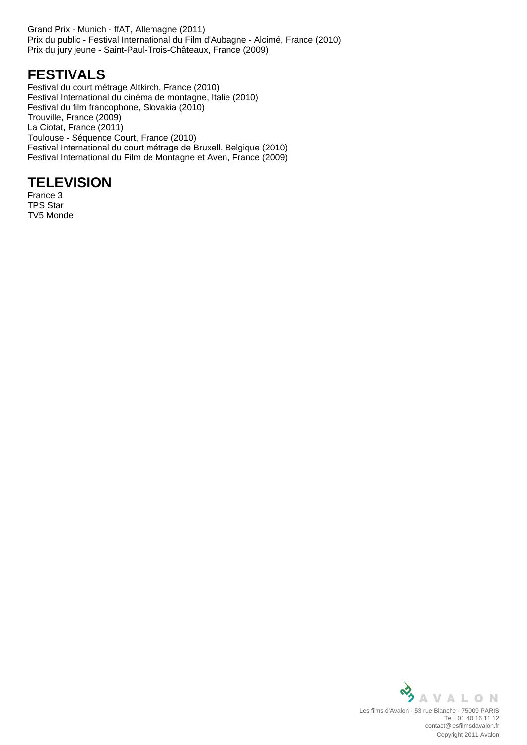Grand Prix - Munich - ffAT, Allemagne (2011)
Prix du public - Festival International du Film d'Aubagne - Alcimé, France (2010)
Prix du jury jeune - Saint-Paul-Trois-Châteaux, France (2009)

## FESTIVALS

Festival du court métrage Altkirch, France (2010)
Festival International du cinéma de montagne, Italie (2010)
Festival du film francophone, Slovakia (2010)
Trouville, France (2009)
La Ciotat, France (2011)
Toulouse - Séquence Court, France (2010)
Festival International du court métrage de Bruxell, Belgique (2010)
Festival International du Film de Montagne et Aven, France (2009)

## TELEVISION

France 3
TPS Star
TV5 Monde

AVALON
Les films d'Avalon - 53 rue Blanche - 75009 PARIS
Tel : 01 40 16 11 12
contact@lesfilmsdavalon.fr
Copyright 2011 Avalon